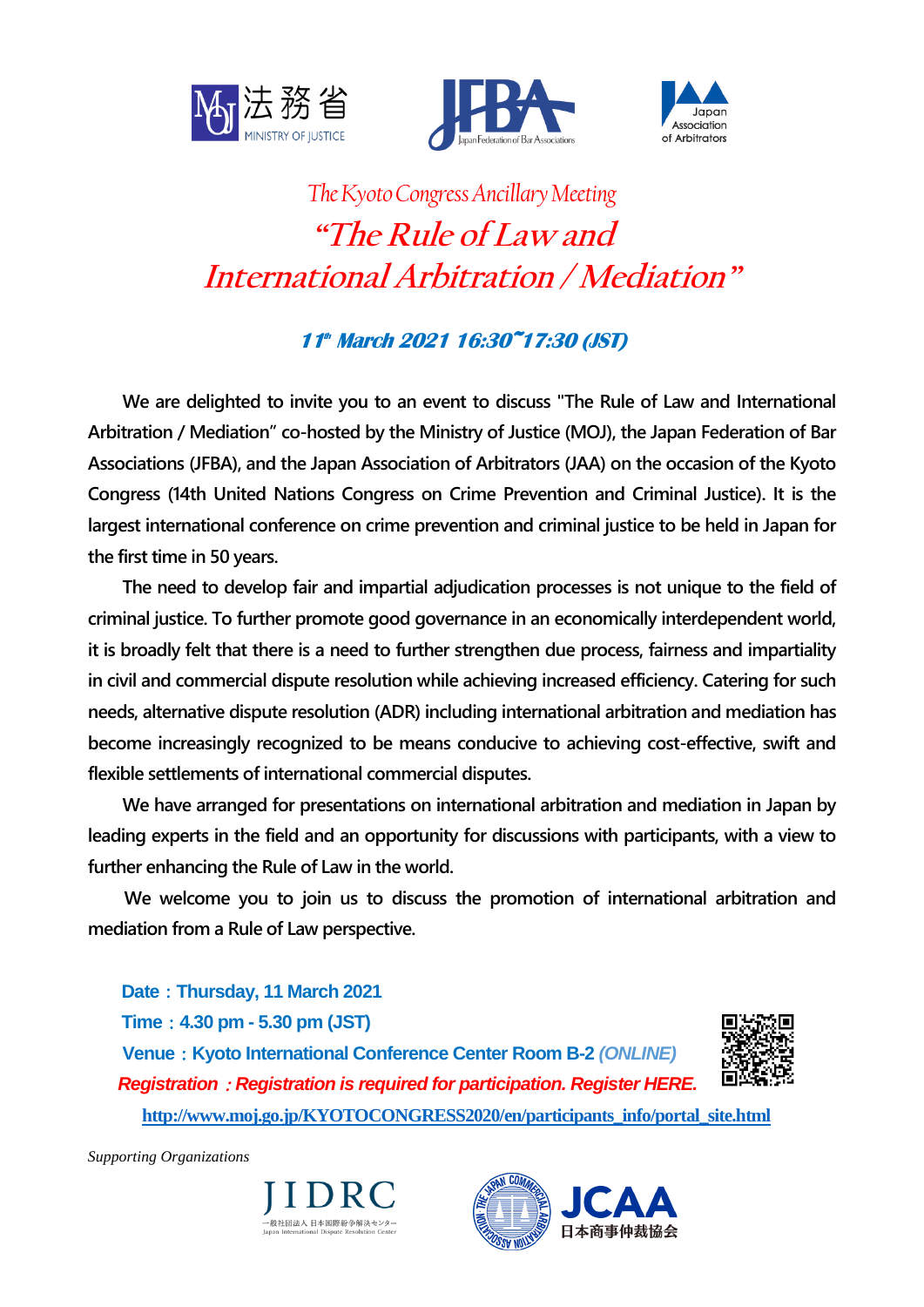法務省 MINISTRY OF JUSTICE

JFBA Japan Federation of Bar Associations

Japan Association of Arbitrators

*The Kyoto Congress Ancillary Meeting*

# *"The Rule of Law and International Arbitration / Mediation"*

### *11th March 2021 16:30~17:30 (JST)*

We are delighted to invite you to an event to discuss "The Rule of Law and International Arbitration / Mediation" co-hosted by the Ministry of Justice (MOJ), the Japan Federation of Bar Associations (JFBA), and the Japan Association of Arbitrators (JAA) on the occasion of the Kyoto Congress (14th United Nations Congress on Crime Prevention and Criminal Justice). It is the largest international conference on crime prevention and criminal justice to be held in Japan for the first time in 50 years.

The need to develop fair and impartial adjudication processes is not unique to the field of criminal justice. To further promote good governance in an economically interdependent world, it is broadly felt that there is a need to further strengthen due process, fairness and impartiality in civil and commercial dispute resolution while achieving increased efficiency. Catering for such needs, alternative dispute resolution (ADR) including international arbitration and mediation has become increasingly recognized to be means conducive to achieving cost-effective, swift and flexible settlements of international commercial disputes.

We have arranged for presentations on international arbitration and mediation in Japan by leading experts in the field and an opportunity for discussions with participants, with a view to further enhancing the Rule of Law in the world.

We welcome you to join us to discuss the promotion of international arbitration and mediation from a Rule of Law perspective.

**Date：Thursday, 11 March 2021**

**Time：4.30 pm - 5.30 pm (JST)**

**Venue：Kyoto International Conference Center Room B-2 *(ONLINE)***

***Registration：Registration is required for participation. Register HERE.***

**http://www.moj.go.jp/KYOTOCONGRESS2020/en/participants_info/portal_site.html**

*Supporting Organizations*

JIDRC 一般社団法人 日本国際紛争解決センター Japan International Dispute Resolution Center

JCAA 日本商事仲裁協会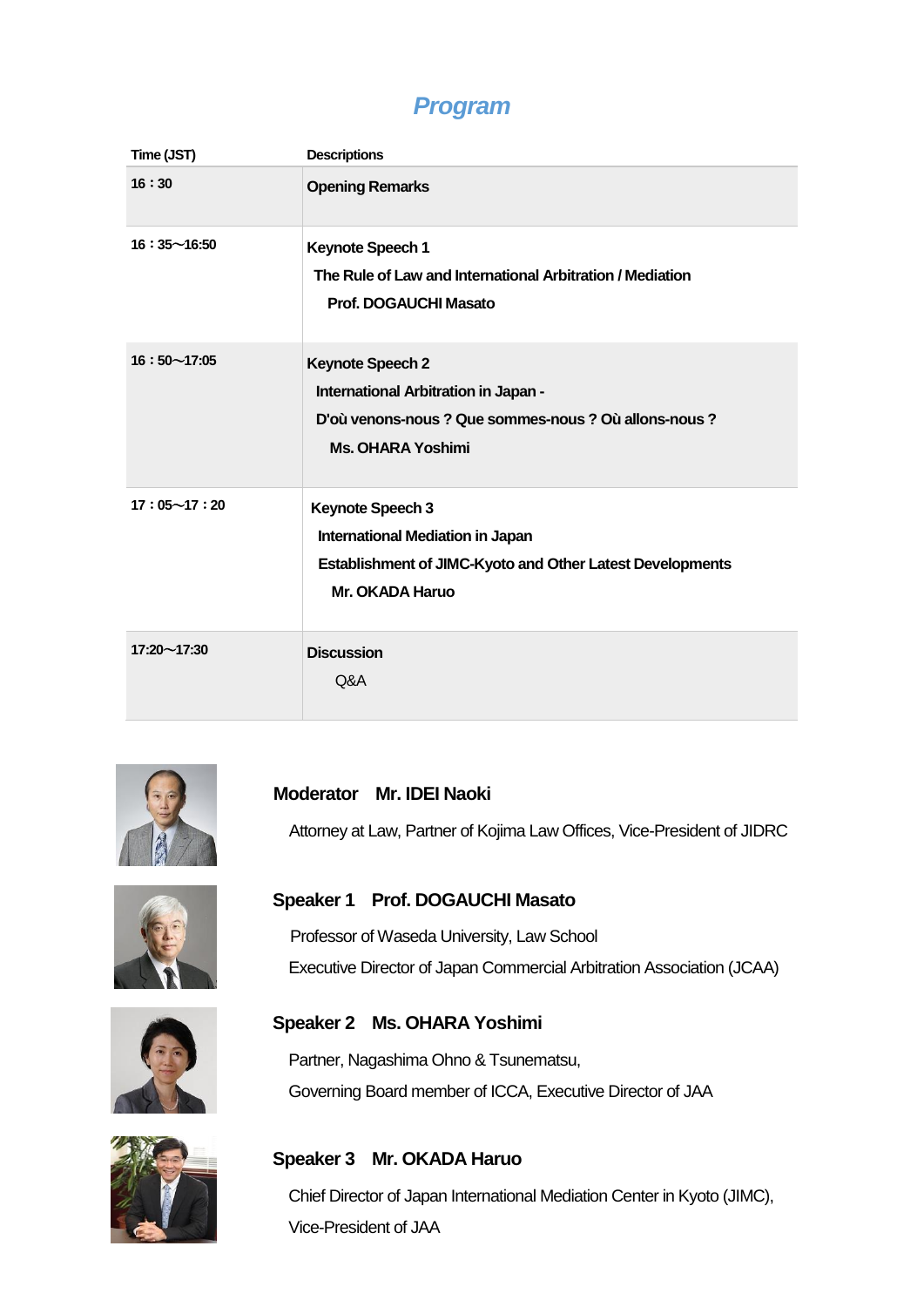# *Program*

| Time (JST) | Descriptions |
|---|---|
| 16：30 | **Opening Remarks** |
| 16：35～16:50 | **Keynote Speech 1**<br>**The Rule of Law and International Arbitration / Mediation**<br>**Prof. DOGAUCHI Masato** |
| 16：50～17:05 | **Keynote Speech 2**<br>**International Arbitration in Japan -**<br>**D'où venons-nous ? Que sommes-nous ? Où allons-nous ?**<br>**Ms. OHARA Yoshimi** |
| 17：05～17：20 | **Keynote Speech 3**<br>**International Mediation in Japan**<br>**Establishment of JIMC-Kyoto and Other Latest Developments**<br>**Mr. OKADA Haruo** |
| 17:20～17:30 | **Discussion**<br>Q&A |

**Moderator　Mr. IDEI Naoki**

Attorney at Law, Partner of Kojima Law Offices, Vice-President of JIDRC

**Speaker 1　Prof. DOGAUCHI Masato**

Professor of Waseda University, Law School

Executive Director of Japan Commercial Arbitration Association (JCAA)

**Speaker 2　Ms. OHARA Yoshimi**

Partner, Nagashima Ohno & Tsunematsu,

Governing Board member of ICCA, Executive Director of JAA

**Speaker 3　Mr. OKADA Haruo**

Chief Director of Japan International Mediation Center in Kyoto (JIMC),

Vice-President of JAA